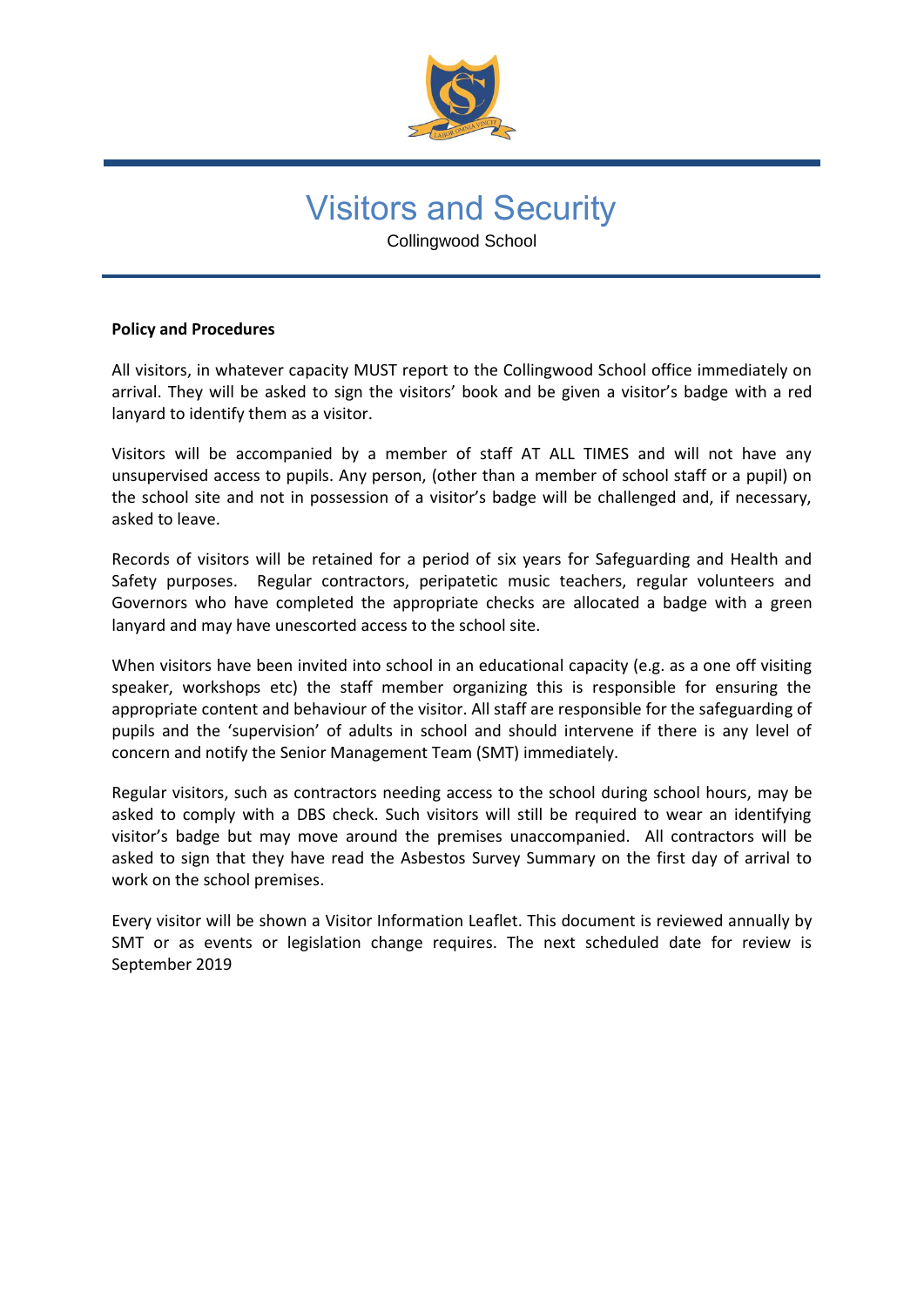# Visitors and Security

Collingwood School

**Policy and Procedures**

All visitors, in whatever capacity MUST report to the Collingwood School office immediately on arrival. They will be asked to sign the visitors' book and be given a visitor's badge with a red lanyard to identify them as a visitor.

Visitors will be accompanied by a member of staff AT ALL TIMES and will not have any unsupervised access to pupils. Any person, (other than a member of school staff or a pupil) on the school site and not in possession of a visitor's badge will be challenged and, if necessary, asked to leave.

Records of visitors will be retained for a period of six years for Safeguarding and Health and Safety purposes. Regular contractors, peripatetic music teachers, regular volunteers and Governors who have completed the appropriate checks are allocated a badge with a green lanyard and may have unescorted access to the school site.

When visitors have been invited into school in an educational capacity (e.g. as a one off visiting speaker, workshops etc) the staff member organizing this is responsible for ensuring the appropriate content and behaviour of the visitor. All staff are responsible for the safeguarding of pupils and the 'supervision' of adults in school and should intervene if there is any level of concern and notify the Senior Management Team (SMT) immediately.

Regular visitors, such as contractors needing access to the school during school hours, may be asked to comply with a DBS check. Such visitors will still be required to wear an identifying visitor's badge but may move around the premises unaccompanied. All contractors will be asked to sign that they have read the Asbestos Survey Summary on the first day of arrival to work on the school premises.

Every visitor will be shown a Visitor Information Leaflet. This document is reviewed annually by SMT or as events or legislation change requires. The next scheduled date for review is September 2019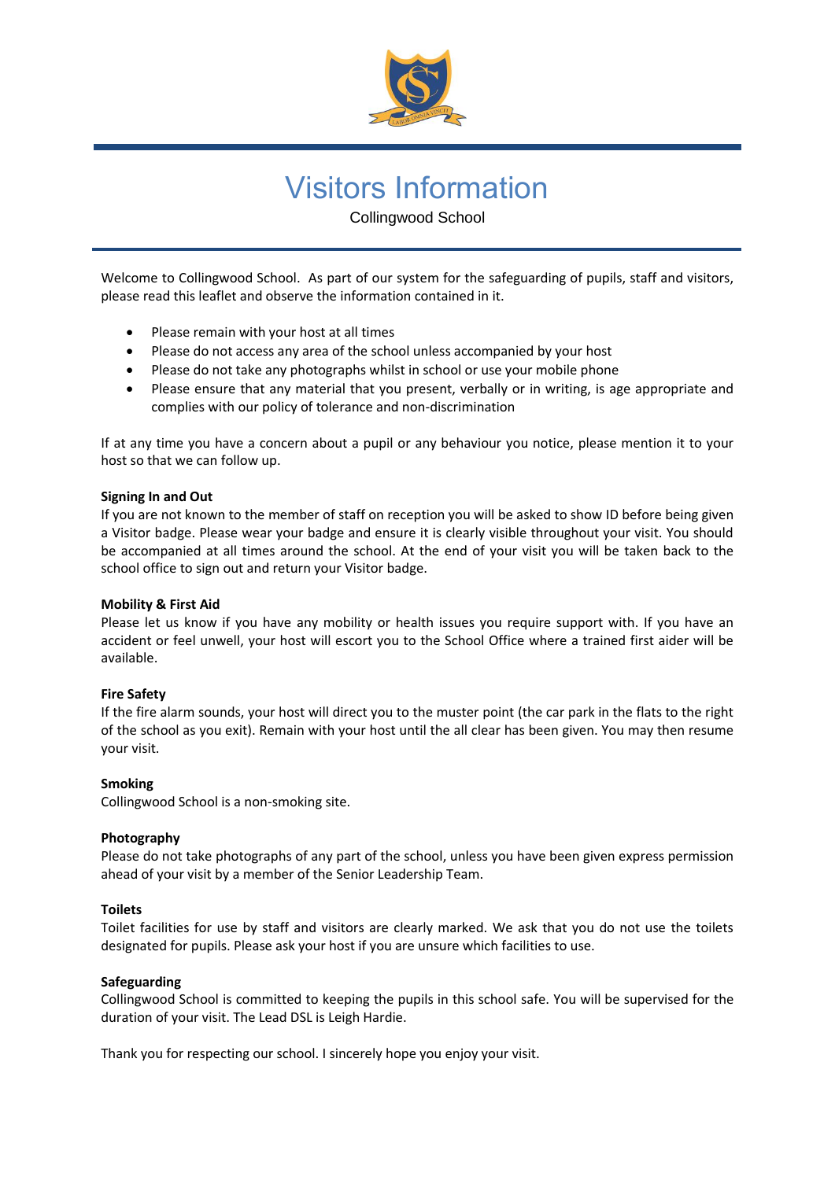# Visitors Information

Collingwood School

Welcome to Collingwood School. As part of our system for the safeguarding of pupils, staff and visitors, please read this leaflet and observe the information contained in it.

- Please remain with your host at all times
- Please do not access any area of the school unless accompanied by your host
- Please do not take any photographs whilst in school or use your mobile phone
- Please ensure that any material that you present, verbally or in writing, is age appropriate and complies with our policy of tolerance and non-discrimination

If at any time you have a concern about a pupil or any behaviour you notice, please mention it to your host so that we can follow up.

**Signing In and Out**

If you are not known to the member of staff on reception you will be asked to show ID before being given a Visitor badge. Please wear your badge and ensure it is clearly visible throughout your visit. You should be accompanied at all times around the school. At the end of your visit you will be taken back to the school office to sign out and return your Visitor badge.

**Mobility & First Aid**

Please let us know if you have any mobility or health issues you require support with. If you have an accident or feel unwell, your host will escort you to the School Office where a trained first aider will be available.

**Fire Safety**

If the fire alarm sounds, your host will direct you to the muster point (the car park in the flats to the right of the school as you exit). Remain with your host until the all clear has been given. You may then resume your visit.

**Smoking**

Collingwood School is a non-smoking site.

**Photography**

Please do not take photographs of any part of the school, unless you have been given express permission ahead of your visit by a member of the Senior Leadership Team.

**Toilets**

Toilet facilities for use by staff and visitors are clearly marked. We ask that you do not use the toilets designated for pupils. Please ask your host if you are unsure which facilities to use.

**Safeguarding**

Collingwood School is committed to keeping the pupils in this school safe. You will be supervised for the duration of your visit. The Lead DSL is Leigh Hardie.

Thank you for respecting our school. I sincerely hope you enjoy your visit.